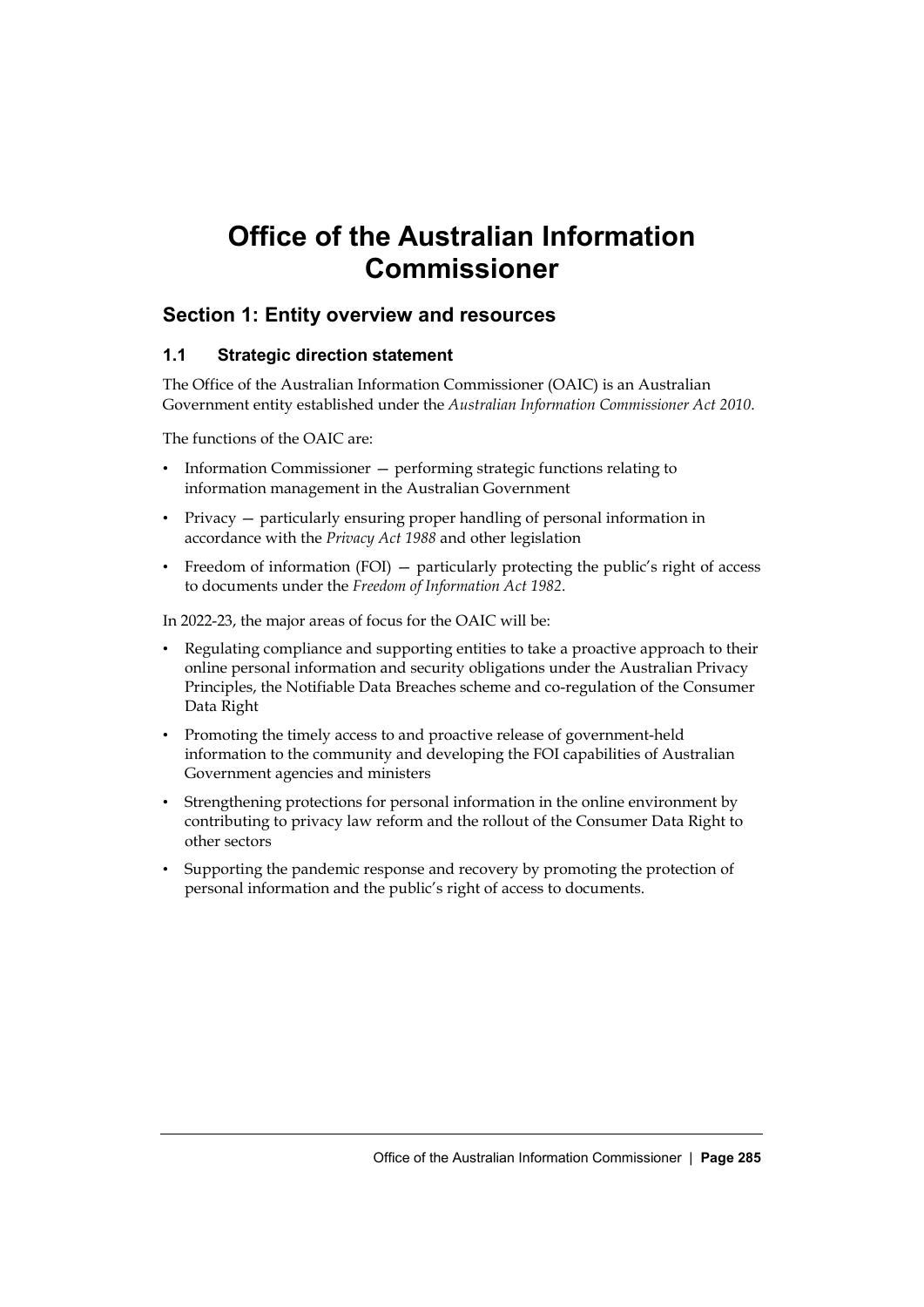# Office of the Australian Information Commissioner

## Section 1: Entity overview and resources

### 1.1 Strategic direction statement

The Office of the Australian Information Commissioner (OAIC) is an Australian Government entity established under the *Australian Information Commissioner Act 2010*.

The functions of the OAIC are:

- Information Commissioner — performing strategic functions relating to information management in the Australian Government
- Privacy — particularly ensuring proper handling of personal information in accordance with the *Privacy Act 1988* and other legislation
- Freedom of information (FOI) — particularly protecting the public's right of access to documents under the *Freedom of Information Act 1982*.

In 2022-23, the major areas of focus for the OAIC will be:

- Regulating compliance and supporting entities to take a proactive approach to their online personal information and security obligations under the Australian Privacy Principles, the Notifiable Data Breaches scheme and co-regulation of the Consumer Data Right
- Promoting the timely access to and proactive release of government-held information to the community and developing the FOI capabilities of Australian Government agencies and ministers
- Strengthening protections for personal information in the online environment by contributing to privacy law reform and the rollout of the Consumer Data Right to other sectors
- Supporting the pandemic response and recovery by promoting the protection of personal information and the public's right of access to documents.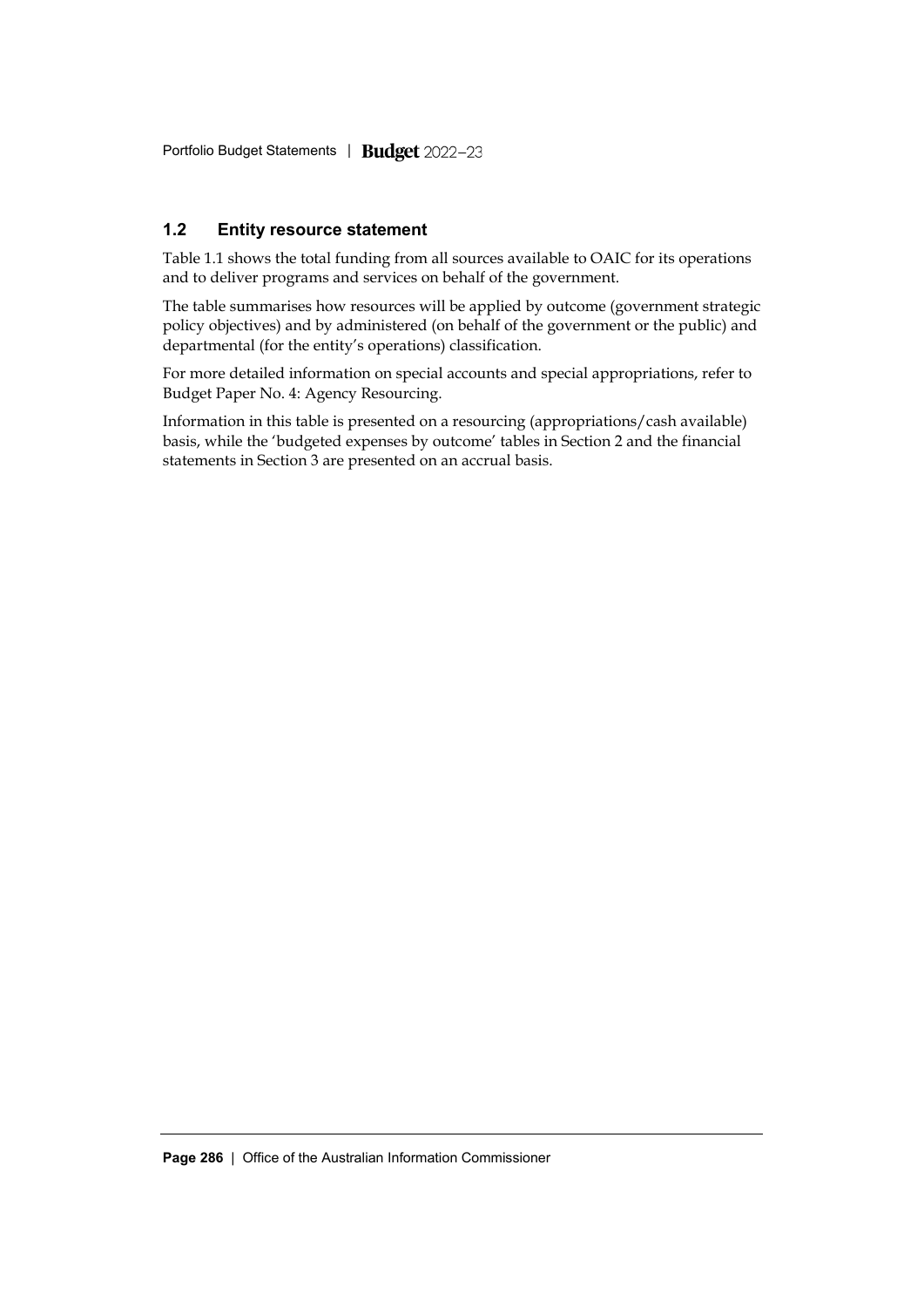## 1.2 Entity resource statement

Table 1.1 shows the total funding from all sources available to OAIC for its operations and to deliver programs and services on behalf of the government.

The table summarises how resources will be applied by outcome (government strategic policy objectives) and by administered (on behalf of the government or the public) and departmental (for the entity's operations) classification.

For more detailed information on special accounts and special appropriations, refer to Budget Paper No. 4: Agency Resourcing.

Information in this table is presented on a resourcing (appropriations/cash available) basis, while the 'budgeted expenses by outcome' tables in Section 2 and the financial statements in Section 3 are presented on an accrual basis.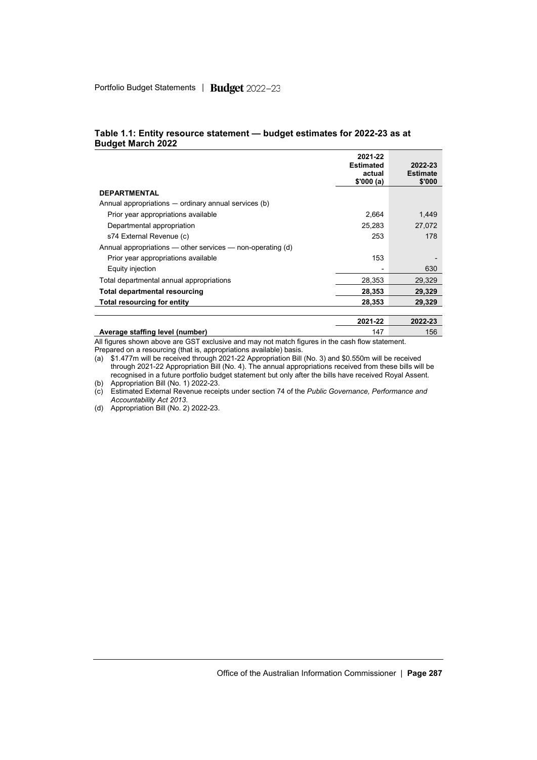**Table 1.1: Entity resource statement — budget estimates for 2022-23 as at Budget March 2022**

| | 2021-22 Estimated actual $'000 (a) | 2022-23 Estimate $'000 |
|---|---|---|
| **DEPARTMENTAL** | | |
| Annual appropriations — ordinary annual services (b) | | |
| Prior year appropriations available | 2,664 | 1,449 |
| Departmental appropriation | 25,283 | 27,072 |
| s74 External Revenue (c) | 253 | 178 |
| Annual appropriations — other services — non-operating (d) | | |
| Prior year appropriations available | 153 | - |
| Equity injection | - | 630 |
| Total departmental annual appropriations | 28,353 | 29,329 |
| **Total departmental resourcing** | **28,353** | **29,329** |
| **Total resourcing for entity** | **28,353** | **29,329** |

| | 2021-22 | 2022-23 |
|---|---|---|
| **Average staffing level (number)** | 147 | 156 |

All figures shown above are GST exclusive and may not match figures in the cash flow statement.
Prepared on a resourcing (that is, appropriations available) basis.

(a) $1.477m will be received through 2021-22 Appropriation Bill (No. 3) and $0.550m will be received through 2021-22 Appropriation Bill (No. 4). The annual appropriations received from these bills will be recognised in a future portfolio budget statement but only after the bills have received Royal Assent.
(b) Appropriation Bill (No. 1) 2022-23.
(c) Estimated External Revenue receipts under section 74 of the *Public Governance, Performance and Accountability Act 2013*.
(d) Appropriation Bill (No. 2) 2022-23.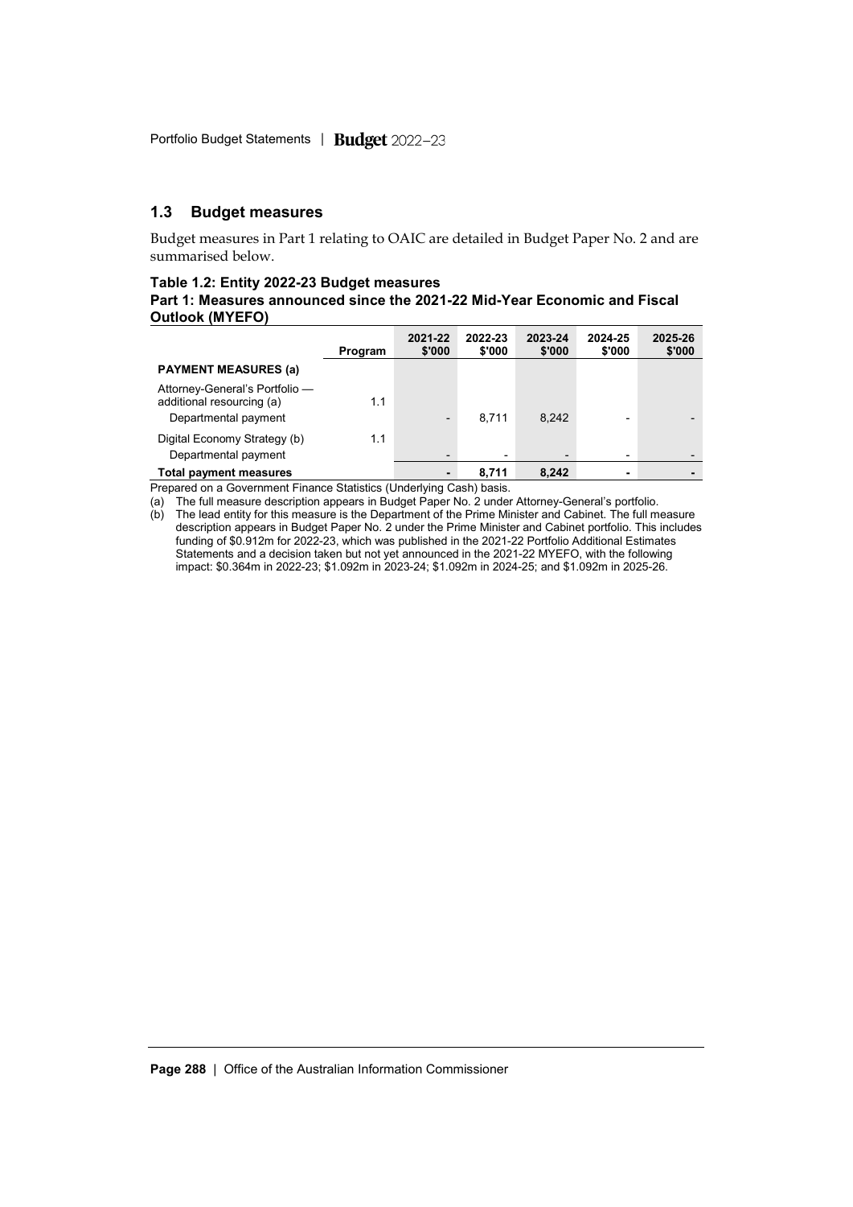## 1.3 Budget measures

Budget measures in Part 1 relating to OAIC are detailed in Budget Paper No. 2 and are summarised below.

**Table 1.2: Entity 2022-23 Budget measures**
**Part 1: Measures announced since the 2021-22 Mid-Year Economic and Fiscal Outlook (MYEFO)**

| | Program | 2021-22 $'000 | 2022-23 $'000 | 2023-24 $'000 | 2024-25 $'000 | 2025-26 $'000 |
|---|---|---|---|---|---|---|
| **PAYMENT MEASURES (a)** | | | | | | |
| Attorney-General's Portfolio — additional resourcing (a) | 1.1 | | | | | |
| Departmental payment | | - | 8,711 | 8,242 | - | - |
| Digital Economy Strategy (b) | 1.1 | | | | | |
| Departmental payment | | - | - | - | - | - |
| **Total payment measures** | | **-** | **8,711** | **8,242** | **-** | **-** |

Prepared on a Government Finance Statistics (Underlying Cash) basis.

(a) The full measure description appears in Budget Paper No. 2 under Attorney-General's portfolio.

(b) The lead entity for this measure is the Department of the Prime Minister and Cabinet. The full measure description appears in Budget Paper No. 2 under the Prime Minister and Cabinet portfolio. This includes funding of $0.912m for 2022-23, which was published in the 2021-22 Portfolio Additional Estimates Statements and a decision taken but not yet announced in the 2021-22 MYEFO, with the following impact: $0.364m in 2022-23; $1.092m in 2023-24; $1.092m in 2024-25; and $1.092m in 2025-26.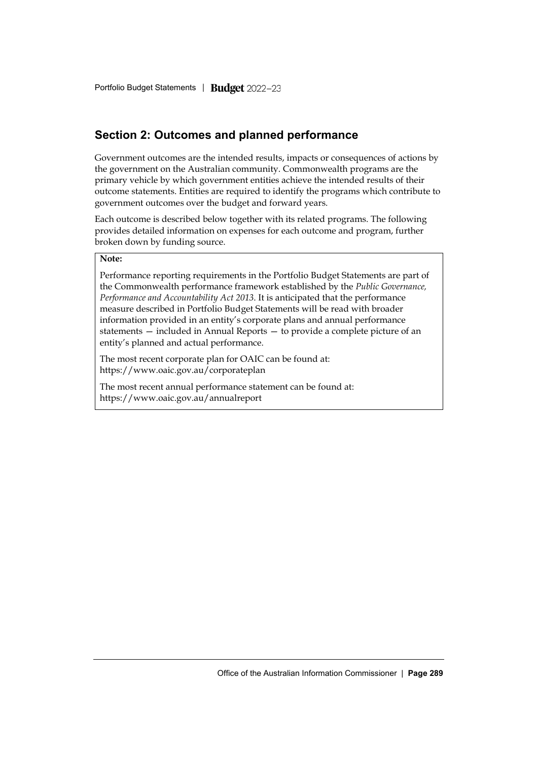## Section 2: Outcomes and planned performance

Government outcomes are the intended results, impacts or consequences of actions by the government on the Australian community. Commonwealth programs are the primary vehicle by which government entities achieve the intended results of their outcome statements. Entities are required to identify the programs which contribute to government outcomes over the budget and forward years.

Each outcome is described below together with its related programs. The following provides detailed information on expenses for each outcome and program, further broken down by funding source.

**Note:**

Performance reporting requirements in the Portfolio Budget Statements are part of the Commonwealth performance framework established by the *Public Governance, Performance and Accountability Act 2013*. It is anticipated that the performance measure described in Portfolio Budget Statements will be read with broader information provided in an entity's corporate plans and annual performance statements — included in Annual Reports — to provide a complete picture of an entity's planned and actual performance.

The most recent corporate plan for OAIC can be found at: https://www.oaic.gov.au/corporateplan

The most recent annual performance statement can be found at: https://www.oaic.gov.au/annualreport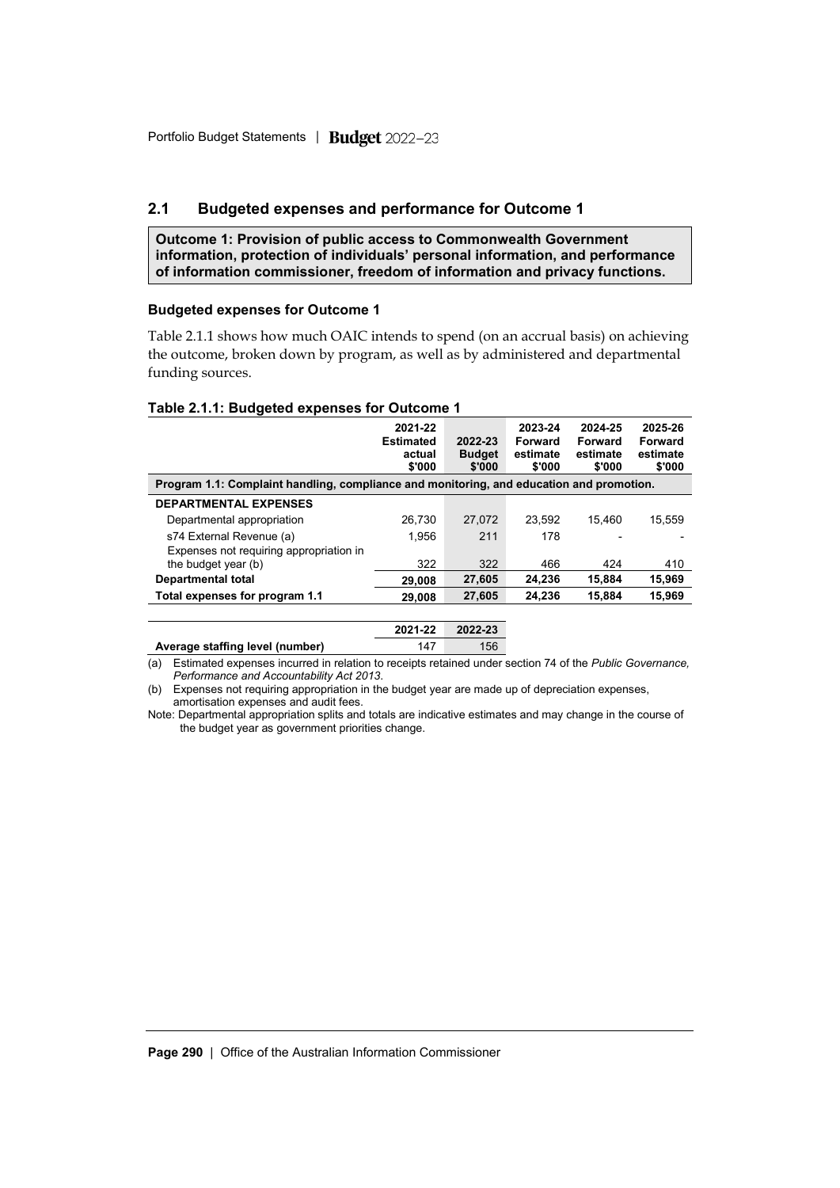## 2.1 Budgeted expenses and performance for Outcome 1

**Outcome 1: Provision of public access to Commonwealth Government information, protection of individuals' personal information, and performance of information commissioner, freedom of information and privacy functions.**

### Budgeted expenses for Outcome 1

Table 2.1.1 shows how much OAIC intends to spend (on an accrual basis) on achieving the outcome, broken down by program, as well as by administered and departmental funding sources.

**Table 2.1.1: Budgeted expenses for Outcome 1**

| | 2021-22 Estimated actual $'000 | 2022-23 Budget $'000 | 2023-24 Forward estimate $'000 | 2024-25 Forward estimate $'000 | 2025-26 Forward estimate $'000 |
|---|---|---|---|---|---|
| **Program 1.1: Complaint handling, compliance and monitoring, and education and promotion.** | | | | | |
| **DEPARTMENTAL EXPENSES** | | | | | |
| Departmental appropriation | 26,730 | 27,072 | 23,592 | 15,460 | 15,559 |
| s74 External Revenue (a) | 1,956 | 211 | 178 | - | - |
| Expenses not requiring appropriation in the budget year (b) | 322 | 322 | 466 | 424 | 410 |
| **Departmental total** | **29,008** | **27,605** | **24,236** | **15,884** | **15,969** |
| **Total expenses for program 1.1** | **29,008** | **27,605** | **24,236** | **15,884** | **15,969** |

| | 2021-22 | 2022-23 |
|---|---|---|
| **Average staffing level (number)** | 147 | 156 |

(a) Estimated expenses incurred in relation to receipts retained under section 74 of the *Public Governance, Performance and Accountability Act 2013*.

(b) Expenses not requiring appropriation in the budget year are made up of depreciation expenses, amortisation expenses and audit fees.

Note: Departmental appropriation splits and totals are indicative estimates and may change in the course of the budget year as government priorities change.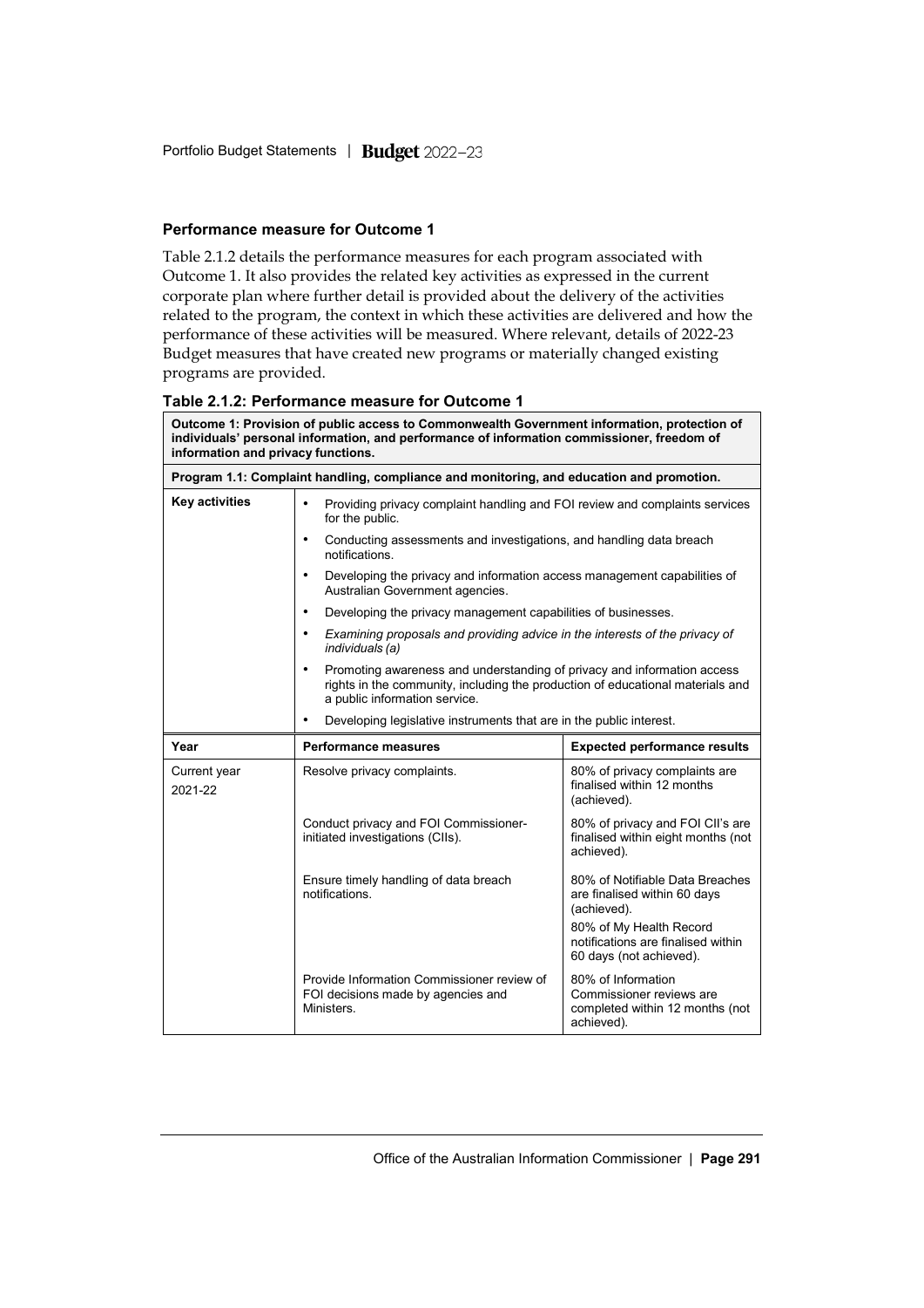### Performance measure for Outcome 1

Table 2.1.2 details the performance measures for each program associated with Outcome 1. It also provides the related key activities as expressed in the current corporate plan where further detail is provided about the delivery of the activities related to the program, the context in which these activities are delivered and how the performance of these activities will be measured. Where relevant, details of 2022-23 Budget measures that have created new programs or materially changed existing programs are provided.

**Table 2.1.2: Performance measure for Outcome 1**

| **Outcome 1: Provision of public access to Commonwealth Government information, protection of individuals' personal information, and performance of information commissioner, freedom of information and privacy functions.** | | |
|---|---|---|
| **Program 1.1: Complaint handling, compliance and monitoring, and education and promotion.** | | |
| **Key activities** | • Providing privacy complaint handling and FOI review and complaints services for the public.<br>• Conducting assessments and investigations, and handling data breach notifications.<br>• Developing the privacy and information access management capabilities of Australian Government agencies.<br>• Developing the privacy management capabilities of businesses.<br>• *Examining proposals and providing advice in the interests of the privacy of individuals (a)*<br>• Promoting awareness and understanding of privacy and information access rights in the community, including the production of educational materials and a public information service.<br>• Developing legislative instruments that are in the public interest. | |
| **Year** | **Performance measures** | **Expected performance results** |
| Current year 2021-22 | Resolve privacy complaints. | 80% of privacy complaints are finalised within 12 months (achieved). |
| | Conduct privacy and FOI Commissioner-initiated investigations (CIIs). | 80% of privacy and FOI CII's are finalised within eight months (not achieved). |
| | Ensure timely handling of data breach notifications. | 80% of Notifiable Data Breaches are finalised within 60 days (achieved).<br>80% of My Health Record notifications are finalised within 60 days (not achieved). |
| | Provide Information Commissioner review of FOI decisions made by agencies and Ministers. | 80% of Information Commissioner reviews are completed within 12 months (not achieved). |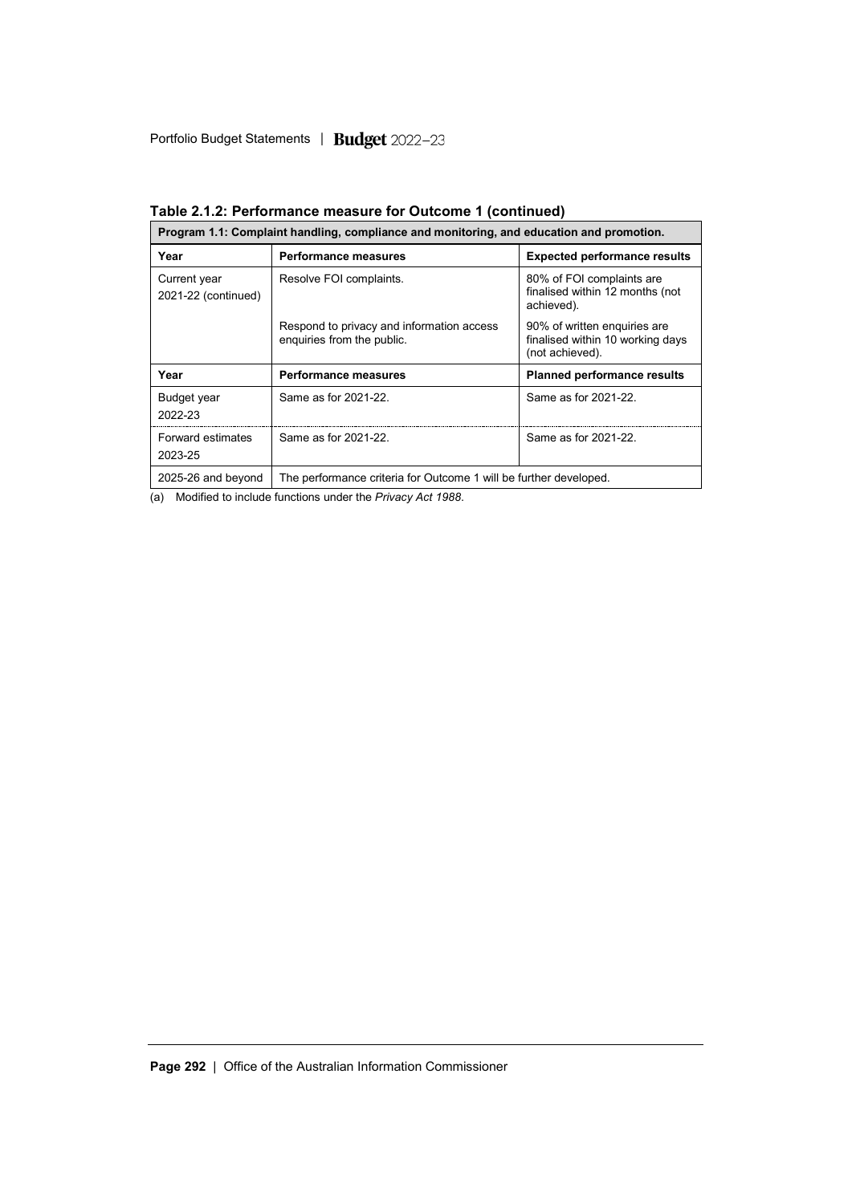**Table 2.1.2: Performance measure for Outcome 1 (continued)**

| Program 1.1: Complaint handling, compliance and monitoring, and education and promotion. | | |
|---|---|---|
| **Year** | **Performance measures** | **Expected performance results** |
| Current year 2021-22 (continued) | Resolve FOI complaints. | 80% of FOI complaints are finalised within 12 months (not achieved). |
| | Respond to privacy and information access enquiries from the public. | 90% of written enquiries are finalised within 10 working days (not achieved). |
| **Year** | **Performance measures** | **Planned performance results** |
| Budget year 2022-23 | Same as for 2021-22. | Same as for 2021-22. |
| Forward estimates 2023-25 | Same as for 2021-22. | Same as for 2021-22. |
| 2025-26 and beyond | The performance criteria for Outcome 1 will be further developed. | |

(a) Modified to include functions under the *Privacy Act 1988*.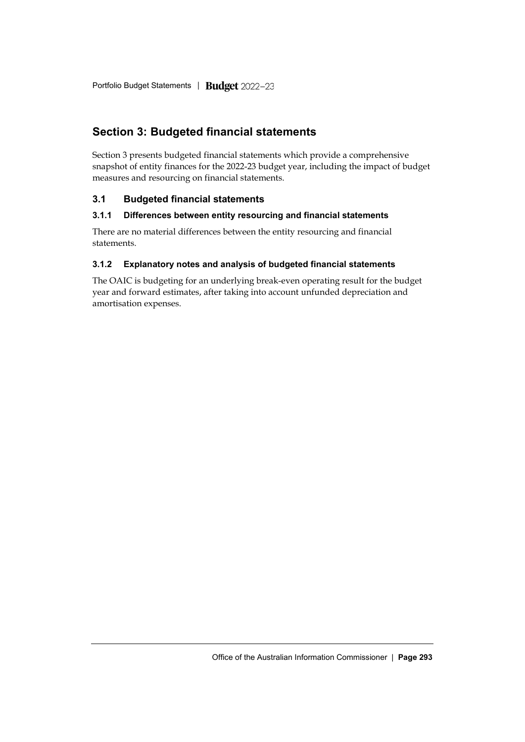## Section 3: Budgeted financial statements

Section 3 presents budgeted financial statements which provide a comprehensive snapshot of entity finances for the 2022-23 budget year, including the impact of budget measures and resourcing on financial statements.

### 3.1 Budgeted financial statements

#### 3.1.1 Differences between entity resourcing and financial statements

There are no material differences between the entity resourcing and financial statements.

#### 3.1.2 Explanatory notes and analysis of budgeted financial statements

The OAIC is budgeting for an underlying break-even operating result for the budget year and forward estimates, after taking into account unfunded depreciation and amortisation expenses.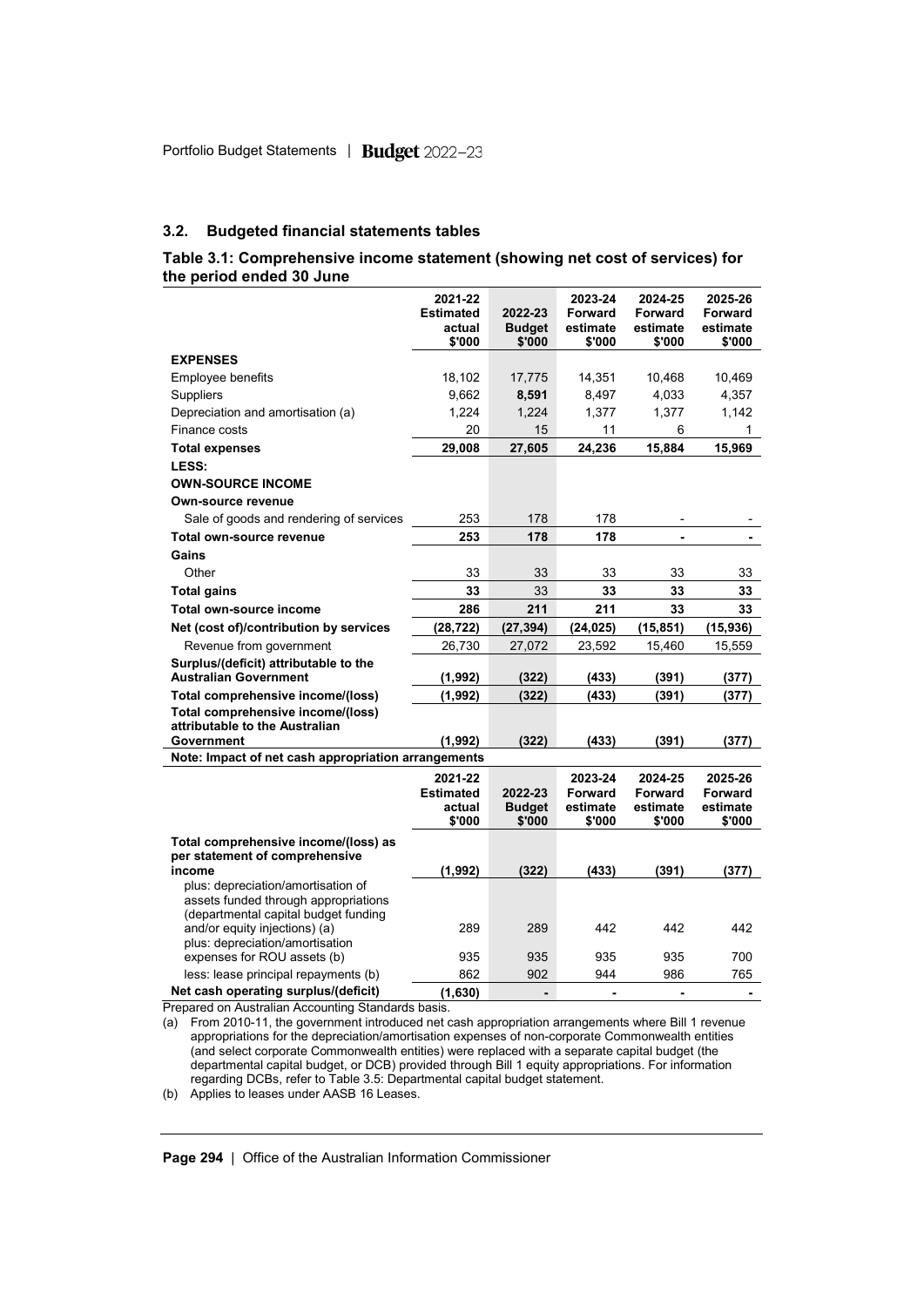## 3.2. Budgeted financial statements tables

**Table 3.1: Comprehensive income statement (showing net cost of services) for the period ended 30 June**

| | 2021-22 Estimated actual $'000 | 2022-23 Budget $'000 | 2023-24 Forward estimate $'000 | 2024-25 Forward estimate $'000 | 2025-26 Forward estimate $'000 |
|---|---|---|---|---|---|
| **EXPENSES** | | | | | |
| Employee benefits | 18,102 | 17,775 | 14,351 | 10,468 | 10,469 |
| Suppliers | 9,662 | **8,591** | 8,497 | 4,033 | 4,357 |
| Depreciation and amortisation (a) | 1,224 | 1,224 | 1,377 | 1,377 | 1,142 |
| Finance costs | 20 | 15 | 11 | 6 | 1 |
| **Total expenses** | **29,008** | **27,605** | **24,236** | **15,884** | **15,969** |
| **LESS:** | | | | | |
| **OWN-SOURCE INCOME** | | | | | |
| **Own-source revenue** | | | | | |
| Sale of goods and rendering of services | 253 | 178 | 178 | - | - |
| **Total own-source revenue** | **253** | **178** | **178** | **-** | **-** |
| **Gains** | | | | | |
| Other | 33 | 33 | 33 | 33 | 33 |
| **Total gains** | **33** | **33** | **33** | **33** | **33** |
| **Total own-source income** | **286** | **211** | **211** | **33** | **33** |
| **Net (cost of)/contribution by services** | **(28,722)** | **(27,394)** | **(24,025)** | **(15,851)** | **(15,936)** |
| Revenue from government | 26,730 | 27,072 | 23,592 | 15,460 | 15,559 |
| **Surplus/(deficit) attributable to the Australian Government** | **(1,992)** | **(322)** | **(433)** | **(391)** | **(377)** |
| **Total comprehensive income/(loss)** | **(1,992)** | **(322)** | **(433)** | **(391)** | **(377)** |
| **Total comprehensive income/(loss) attributable to the Australian Government** | **(1,992)** | **(322)** | **(433)** | **(391)** | **(377)** |

**Note: Impact of net cash appropriation arrangements**

| | 2021-22 Estimated actual $'000 | 2022-23 Budget $'000 | 2023-24 Forward estimate $'000 | 2024-25 Forward estimate $'000 | 2025-26 Forward estimate $'000 |
|---|---|---|---|---|---|
| **Total comprehensive income/(loss) as per statement of comprehensive income** | **(1,992)** | **(322)** | **(433)** | **(391)** | **(377)** |
| plus: depreciation/amortisation of assets funded through appropriations (departmental capital budget funding and/or equity injections) (a) | 289 | 289 | 442 | 442 | 442 |
| plus: depreciation/amortisation expenses for ROU assets (b) | 935 | 935 | 935 | 935 | 700 |
| less: lease principal repayments (b) | 862 | 902 | 944 | 986 | 765 |
| **Net cash operating surplus/(deficit)** | **(1,630)** | **-** | **-** | **-** | **-** |

Prepared on Australian Accounting Standards basis.

(a) From 2010-11, the government introduced net cash appropriation arrangements where Bill 1 revenue appropriations for the depreciation/amortisation expenses of non-corporate Commonwealth entities (and select corporate Commonwealth entities) were replaced with a separate capital budget (the departmental capital budget, or DCB) provided through Bill 1 equity appropriations. For information regarding DCBs, refer to Table 3.5: Departmental capital budget statement.

(b) Applies to leases under AASB 16 Leases.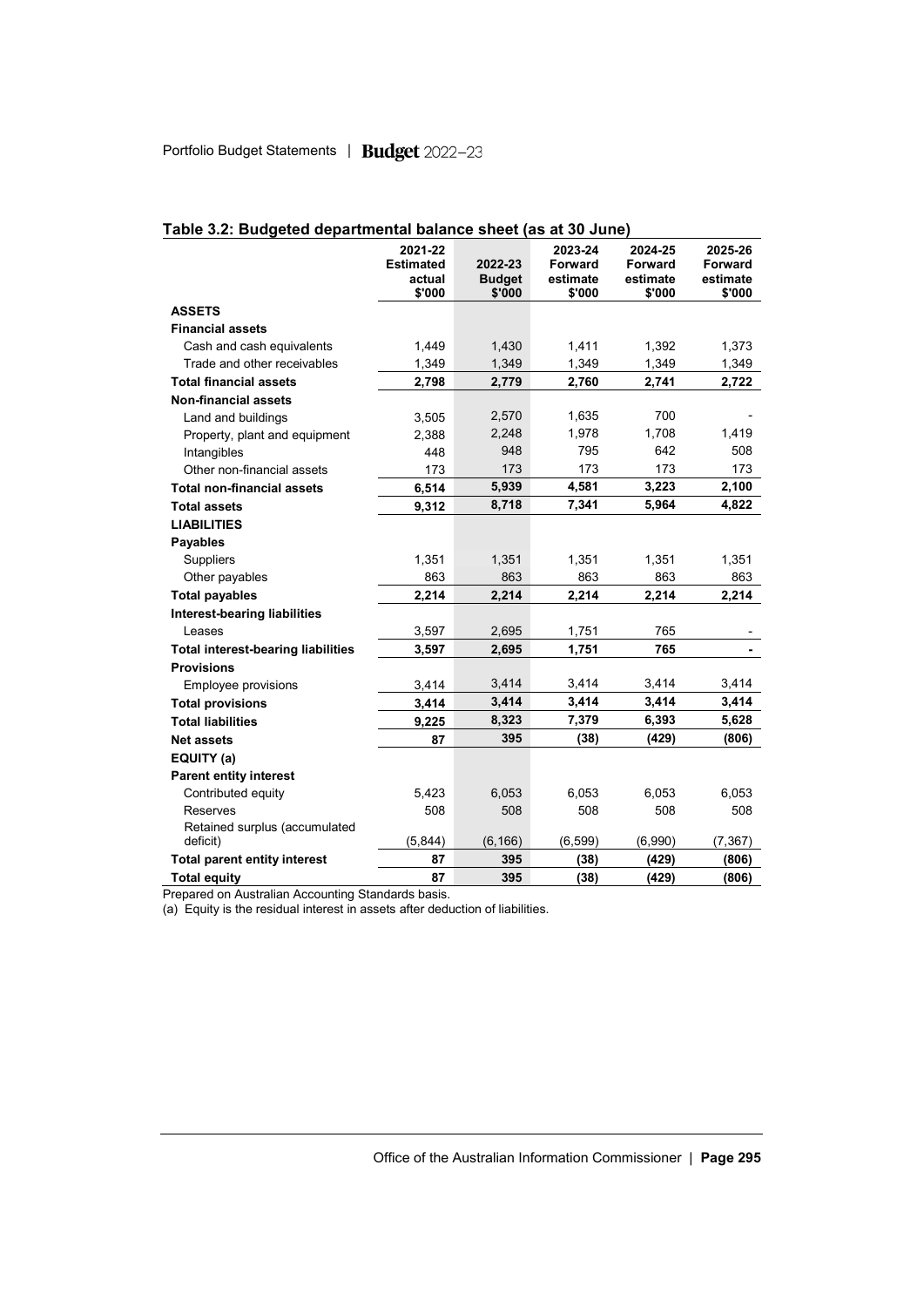## Table 3.2: Budgeted departmental balance sheet (as at 30 June)

| | 2021-22 Estimated actual $'000 | 2022-23 Budget $'000 | 2023-24 Forward estimate $'000 | 2024-25 Forward estimate $'000 | 2025-26 Forward estimate $'000 |
|---|---|---|---|---|---|
| **ASSETS** | | | | | |
| **Financial assets** | | | | | |
| Cash and cash equivalents | 1,449 | 1,430 | 1,411 | 1,392 | 1,373 |
| Trade and other receivables | 1,349 | 1,349 | 1,349 | 1,349 | 1,349 |
| **Total financial assets** | **2,798** | **2,779** | **2,760** | **2,741** | **2,722** |
| **Non-financial assets** | | | | | |
| Land and buildings | 3,505 | 2,570 | 1,635 | 700 | - |
| Property, plant and equipment | 2,388 | 2,248 | 1,978 | 1,708 | 1,419 |
| Intangibles | 448 | 948 | 795 | 642 | 508 |
| Other non-financial assets | 173 | 173 | 173 | 173 | 173 |
| **Total non-financial assets** | **6,514** | **5,939** | **4,581** | **3,223** | **2,100** |
| **Total assets** | **9,312** | **8,718** | **7,341** | **5,964** | **4,822** |
| **LIABILITIES** | | | | | |
| **Payables** | | | | | |
| Suppliers | 1,351 | 1,351 | 1,351 | 1,351 | 1,351 |
| Other payables | 863 | 863 | 863 | 863 | 863 |
| **Total payables** | **2,214** | **2,214** | **2,214** | **2,214** | **2,214** |
| **Interest-bearing liabilities** | | | | | |
| Leases | 3,597 | 2,695 | 1,751 | 765 | - |
| **Total interest-bearing liabilities** | **3,597** | **2,695** | **1,751** | **765** | **-** |
| **Provisions** | | | | | |
| Employee provisions | 3,414 | 3,414 | 3,414 | 3,414 | 3,414 |
| **Total provisions** | **3,414** | **3,414** | **3,414** | **3,414** | **3,414** |
| **Total liabilities** | **9,225** | **8,323** | **7,379** | **6,393** | **5,628** |
| **Net assets** | **87** | **395** | **(38)** | **(429)** | **(806)** |
| **EQUITY (a)** | | | | | |
| **Parent entity interest** | | | | | |
| Contributed equity | 5,423 | 6,053 | 6,053 | 6,053 | 6,053 |
| Reserves | 508 | 508 | 508 | 508 | 508 |
| Retained surplus (accumulated deficit) | (5,844) | (6,166) | (6,599) | (6,990) | (7,367) |
| **Total parent entity interest** | **87** | **395** | **(38)** | **(429)** | **(806)** |
| **Total equity** | **87** | **395** | **(38)** | **(429)** | **(806)** |

Prepared on Australian Accounting Standards basis.

(a) Equity is the residual interest in assets after deduction of liabilities.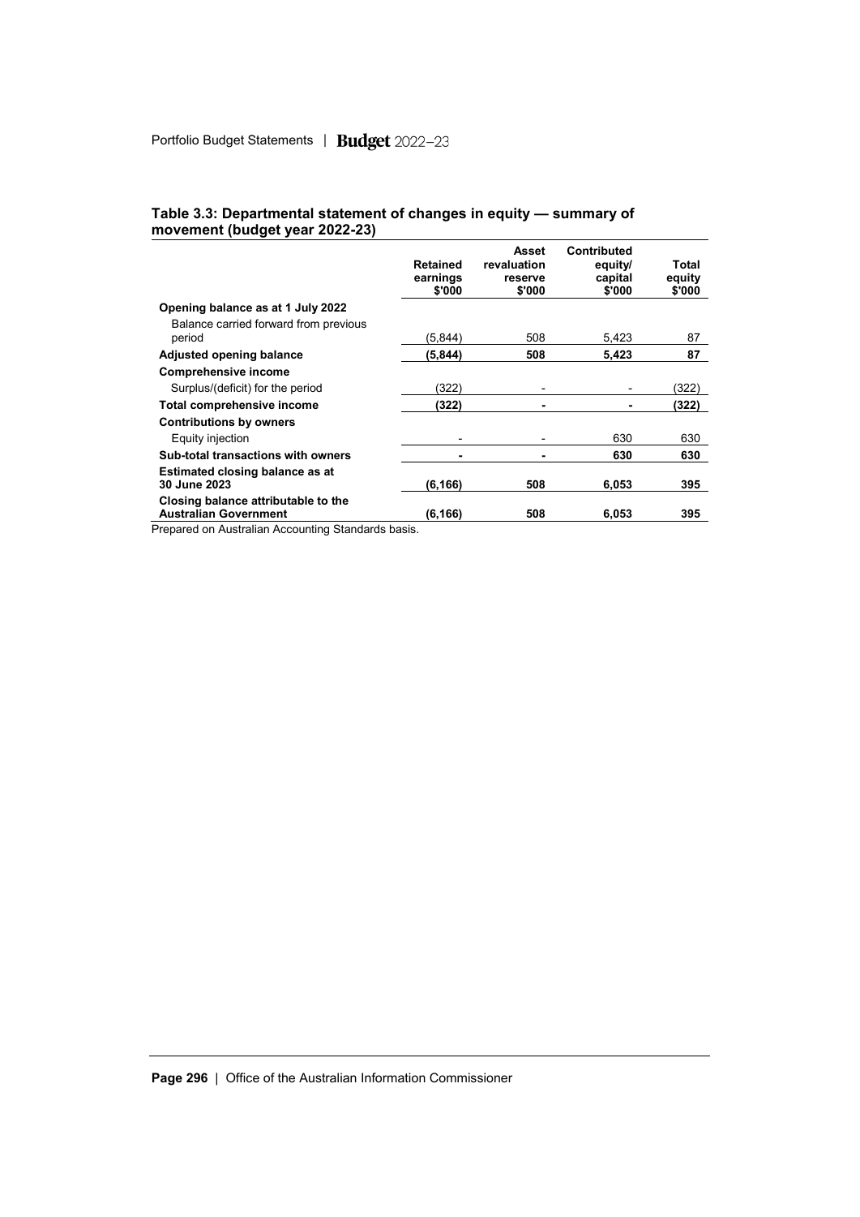**Table 3.3: Departmental statement of changes in equity — summary of movement (budget year 2022-23)**

| | Retained earnings $'000 | Asset revaluation reserve $'000 | Contributed equity/ capital $'000 | Total equity $'000 |
|---|---|---|---|---|
| **Opening balance as at 1 July 2022** | | | | |
| Balance carried forward from previous period | (5,844) | 508 | 5,423 | 87 |
| **Adjusted opening balance** | **(5,844)** | **508** | **5,423** | **87** |
| **Comprehensive income** | | | | |
| Surplus/(deficit) for the period | (322) | - | - | (322) |
| **Total comprehensive income** | **(322)** | **-** | **-** | **(322)** |
| **Contributions by owners** | | | | |
| Equity injection | - | - | 630 | 630 |
| **Sub-total transactions with owners** | **-** | **-** | **630** | **630** |
| **Estimated closing balance as at 30 June 2023** | **(6,166)** | **508** | **6,053** | **395** |
| **Closing balance attributable to the Australian Government** | **(6,166)** | **508** | **6,053** | **395** |

Prepared on Australian Accounting Standards basis.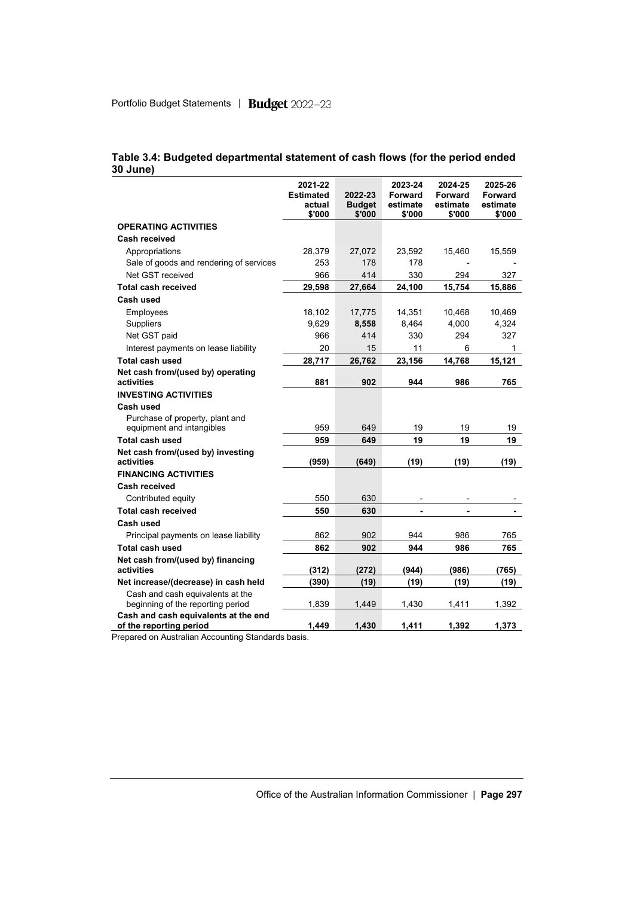**Table 3.4: Budgeted departmental statement of cash flows (for the period ended 30 June)**

| | 2021-22 Estimated actual $'000 | 2022-23 Budget $'000 | 2023-24 Forward estimate $'000 | 2024-25 Forward estimate $'000 | 2025-26 Forward estimate $'000 |
|---|---|---|---|---|---|
| **OPERATING ACTIVITIES** | | | | | |
| **Cash received** | | | | | |
| Appropriations | 28,379 | 27,072 | 23,592 | 15,460 | 15,559 |
| Sale of goods and rendering of services | 253 | 178 | 178 | - | - |
| Net GST received | 966 | 414 | 330 | 294 | 327 |
| **Total cash received** | **29,598** | **27,664** | **24,100** | **15,754** | **15,886** |
| **Cash used** | | | | | |
| Employees | 18,102 | 17,775 | 14,351 | 10,468 | 10,469 |
| Suppliers | 9,629 | **8,558** | 8,464 | 4,000 | 4,324 |
| Net GST paid | 966 | 414 | 330 | 294 | 327 |
| Interest payments on lease liability | 20 | 15 | 11 | 6 | 1 |
| **Total cash used** | **28,717** | **26,762** | **23,156** | **14,768** | **15,121** |
| **Net cash from/(used by) operating activities** | **881** | **902** | **944** | **986** | **765** |
| **INVESTING ACTIVITIES** | | | | | |
| **Cash used** | | | | | |
| Purchase of property, plant and equipment and intangibles | 959 | 649 | 19 | 19 | 19 |
| **Total cash used** | **959** | **649** | **19** | **19** | **19** |
| **Net cash from/(used by) investing activities** | **(959)** | **(649)** | **(19)** | **(19)** | **(19)** |
| **FINANCING ACTIVITIES** | | | | | |
| **Cash received** | | | | | |
| Contributed equity | 550 | 630 | - | - | - |
| **Total cash received** | **550** | **630** | **-** | **-** | **-** |
| **Cash used** | | | | | |
| Principal payments on lease liability | 862 | 902 | 944 | 986 | 765 |
| **Total cash used** | **862** | **902** | **944** | **986** | **765** |
| **Net cash from/(used by) financing activities** | **(312)** | **(272)** | **(944)** | **(986)** | **(765)** |
| **Net increase/(decrease) in cash held** | **(390)** | **(19)** | **(19)** | **(19)** | **(19)** |
| Cash and cash equivalents at the beginning of the reporting period | 1,839 | 1,449 | 1,430 | 1,411 | 1,392 |
| **Cash and cash equivalents at the end of the reporting period** | **1,449** | **1,430** | **1,411** | **1,392** | **1,373** |

Prepared on Australian Accounting Standards basis.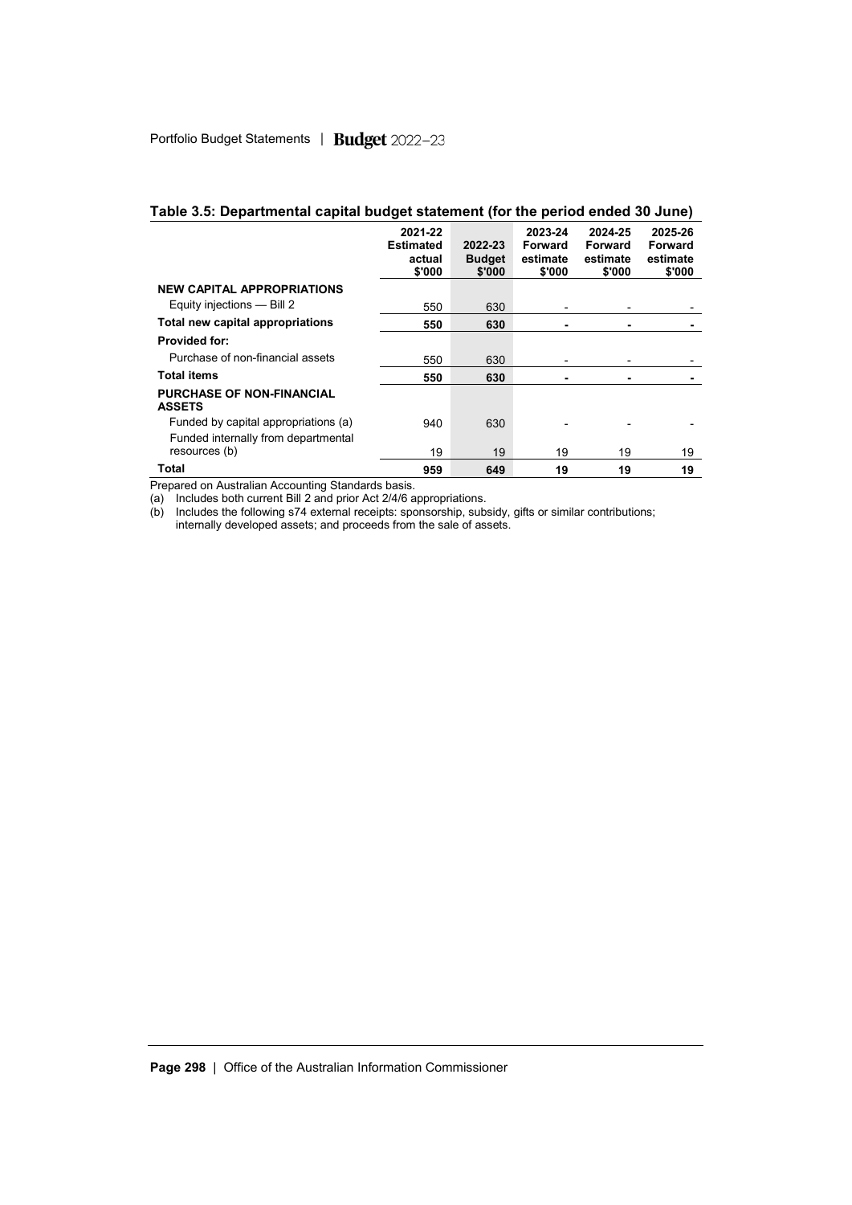## Table 3.5: Departmental capital budget statement (for the period ended 30 June)

| | 2021-22 Estimated actual $'000 | 2022-23 Budget $'000 | 2023-24 Forward estimate $'000 | 2024-25 Forward estimate $'000 | 2025-26 Forward estimate $'000 |
|---|---|---|---|---|---|
| **NEW CAPITAL APPROPRIATIONS** | | | | | |
| Equity injections — Bill 2 | 550 | 630 | - | - | - |
| **Total new capital appropriations** | **550** | **630** | **-** | **-** | **-** |
| **Provided for:** | | | | | |
| Purchase of non-financial assets | 550 | 630 | - | - | - |
| **Total items** | **550** | **630** | **-** | **-** | **-** |
| **PURCHASE OF NON-FINANCIAL ASSETS** | | | | | |
| Funded by capital appropriations (a) | 940 | 630 | - | - | - |
| Funded internally from departmental resources (b) | 19 | 19 | 19 | 19 | 19 |
| **Total** | **959** | **649** | **19** | **19** | **19** |

Prepared on Australian Accounting Standards basis.

(a) Includes both current Bill 2 and prior Act 2/4/6 appropriations.

(b) Includes the following s74 external receipts: sponsorship, subsidy, gifts or similar contributions; internally developed assets; and proceeds from the sale of assets.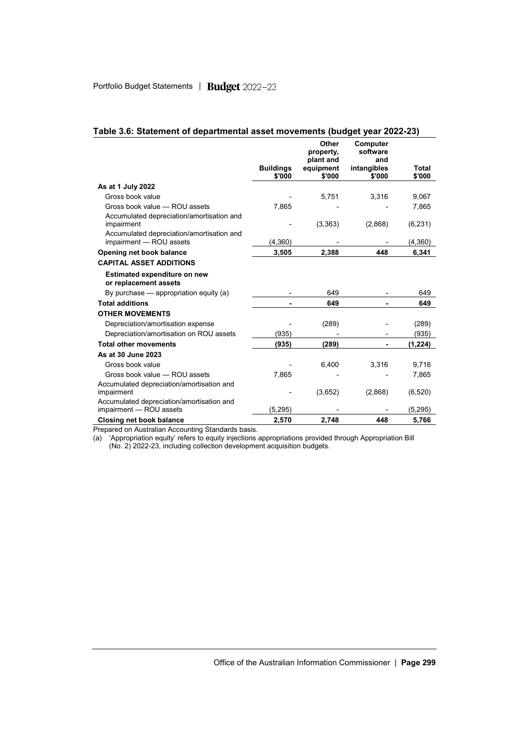### Table 3.6: Statement of departmental asset movements (budget year 2022-23)

| | Buildings $'000 | Other property, plant and equipment $'000 | Computer software and intangibles $'000 | Total $'000 |
|---|---|---|---|---|
| **As at 1 July 2022** | | | | |
| Gross book value | - | 5,751 | 3,316 | 9,067 |
| Gross book value — ROU assets | 7,865 | - | - | 7,865 |
| Accumulated depreciation/amortisation and impairment | - | (3,363) | (2,868) | (6,231) |
| Accumulated depreciation/amortisation and impairment — ROU assets | (4,360) | - | - | (4,360) |
| **Opening net book balance** | **3,505** | **2,388** | **448** | **6,341** |
| **CAPITAL ASSET ADDITIONS** | | | | |
| **Estimated expenditure on new or replacement assets** | | | | |
| By purchase — appropriation equity (a) | - | 649 | - | 649 |
| **Total additions** | **-** | **649** | **-** | **649** |
| **OTHER MOVEMENTS** | | | | |
| Depreciation/amortisation expense | - | (289) | - | (289) |
| Depreciation/amortisation on ROU assets | (935) | - | - | (935) |
| **Total other movements** | **(935)** | **(289)** | **-** | **(1,224)** |
| **As at 30 June 2023** | | | | |
| Gross book value | - | 6,400 | 3,316 | 9,716 |
| Gross book value — ROU assets | 7,865 | - | - | 7,865 |
| Accumulated depreciation/amortisation and impairment | - | (3,652) | (2,868) | (6,520) |
| Accumulated depreciation/amortisation and impairment — ROU assets | (5,295) | - | - | (5,295) |
| **Closing net book balance** | **2,570** | **2,748** | **448** | **5,766** |

Prepared on Australian Accounting Standards basis.

(a) 'Appropriation equity' refers to equity injections appropriations provided through Appropriation Bill (No. 2) 2022-23, including collection development acquisition budgets.